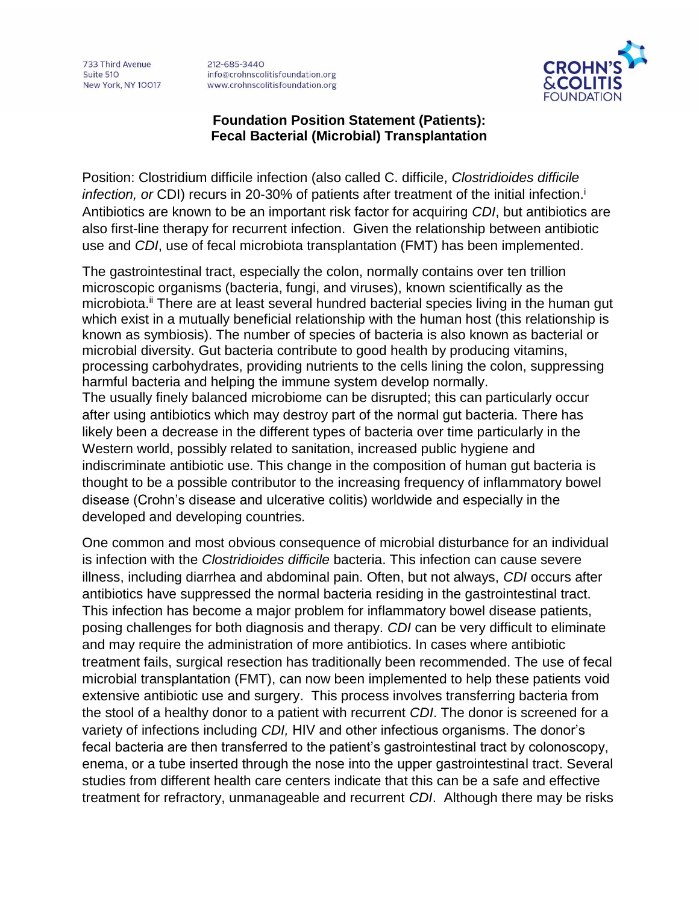733 Third Avenue
Suite 510
New York, NY 10017

212-685-3440
info@crohnscolitisfoundation.org
www.crohnscolitisfoundation.org

CROHN'S & COLITIS FOUNDATION

**Foundation Position Statement (Patients):**
**Fecal Bacterial (Microbial) Transplantation**

Position: Clostridium difficile infection (also called C. difficile, *Clostridioides difficile infection, or* CDI) recurs in 20-30% of patients after treatment of the initial infection.[i] Antibiotics are known to be an important risk factor for acquiring *CDI*, but antibiotics are also first-line therapy for recurrent infection. Given the relationship between antibiotic use and *CDI*, use of fecal microbiota transplantation (FMT) has been implemented.

The gastrointestinal tract, especially the colon, normally contains over ten trillion microscopic organisms (bacteria, fungi, and viruses), known scientifically as the microbiota.[ii] There are at least several hundred bacterial species living in the human gut which exist in a mutually beneficial relationship with the human host (this relationship is known as symbiosis). The number of species of bacteria is also known as bacterial or microbial diversity. Gut bacteria contribute to good health by producing vitamins, processing carbohydrates, providing nutrients to the cells lining the colon, suppressing harmful bacteria and helping the immune system develop normally.
The usually finely balanced microbiome can be disrupted; this can particularly occur after using antibiotics which may destroy part of the normal gut bacteria. There has likely been a decrease in the different types of bacteria over time particularly in the Western world, possibly related to sanitation, increased public hygiene and indiscriminate antibiotic use. This change in the composition of human gut bacteria is thought to be a possible contributor to the increasing frequency of inflammatory bowel disease (Crohn's disease and ulcerative colitis) worldwide and especially in the developed and developing countries.

One common and most obvious consequence of microbial disturbance for an individual is infection with the *Clostridioides difficile* bacteria. This infection can cause severe illness, including diarrhea and abdominal pain. Often, but not always, *CDI* occurs after antibiotics have suppressed the normal bacteria residing in the gastrointestinal tract. This infection has become a major problem for inflammatory bowel disease patients, posing challenges for both diagnosis and therapy. *CDI* can be very difficult to eliminate and may require the administration of more antibiotics. In cases where antibiotic treatment fails, surgical resection has traditionally been recommended. The use of fecal microbial transplantation (FMT), can now been implemented to help these patients void extensive antibiotic use and surgery. This process involves transferring bacteria from the stool of a healthy donor to a patient with recurrent *CDI*. The donor is screened for a variety of infections including *CDI,* HIV and other infectious organisms. The donor's fecal bacteria are then transferred to the patient's gastrointestinal tract by colonoscopy, enema, or a tube inserted through the nose into the upper gastrointestinal tract. Several studies from different health care centers indicate that this can be a safe and effective treatment for refractory, unmanageable and recurrent *CDI*. Although there may be risks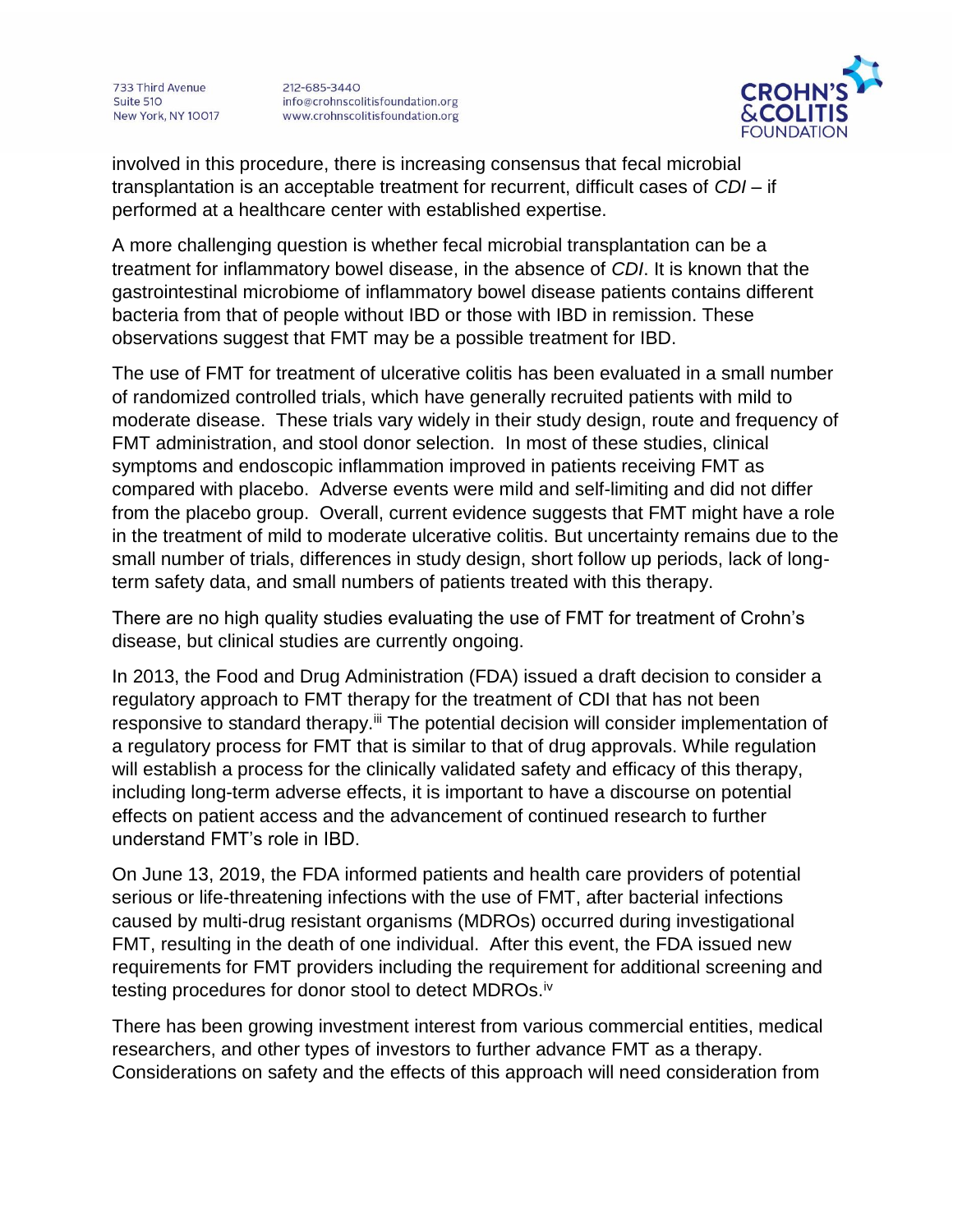involved in this procedure, there is increasing consensus that fecal microbial transplantation is an acceptable treatment for recurrent, difficult cases of *CDI* – if performed at a healthcare center with established expertise.

A more challenging question is whether fecal microbial transplantation can be a treatment for inflammatory bowel disease, in the absence of *CDI*. It is known that the gastrointestinal microbiome of inflammatory bowel disease patients contains different bacteria from that of people without IBD or those with IBD in remission. These observations suggest that FMT may be a possible treatment for IBD.

The use of FMT for treatment of ulcerative colitis has been evaluated in a small number of randomized controlled trials, which have generally recruited patients with mild to moderate disease. These trials vary widely in their study design, route and frequency of FMT administration, and stool donor selection. In most of these studies, clinical symptoms and endoscopic inflammation improved in patients receiving FMT as compared with placebo. Adverse events were mild and self-limiting and did not differ from the placebo group. Overall, current evidence suggests that FMT might have a role in the treatment of mild to moderate ulcerative colitis. But uncertainty remains due to the small number of trials, differences in study design, short follow up periods, lack of long-term safety data, and small numbers of patients treated with this therapy.

There are no high quality studies evaluating the use of FMT for treatment of Crohn's disease, but clinical studies are currently ongoing.

In 2013, the Food and Drug Administration (FDA) issued a draft decision to consider a regulatory approach to FMT therapy for the treatment of CDI that has not been responsive to standard therapy.[iii] The potential decision will consider implementation of a regulatory process for FMT that is similar to that of drug approvals. While regulation will establish a process for the clinically validated safety and efficacy of this therapy, including long-term adverse effects, it is important to have a discourse on potential effects on patient access and the advancement of continued research to further understand FMT's role in IBD.

On June 13, 2019, the FDA informed patients and health care providers of potential serious or life-threatening infections with the use of FMT, after bacterial infections caused by multi-drug resistant organisms (MDROs) occurred during investigational FMT, resulting in the death of one individual. After this event, the FDA issued new requirements for FMT providers including the requirement for additional screening and testing procedures for donor stool to detect MDROs.[iv]

There has been growing investment interest from various commercial entities, medical researchers, and other types of investors to further advance FMT as a therapy. Considerations on safety and the effects of this approach will need consideration from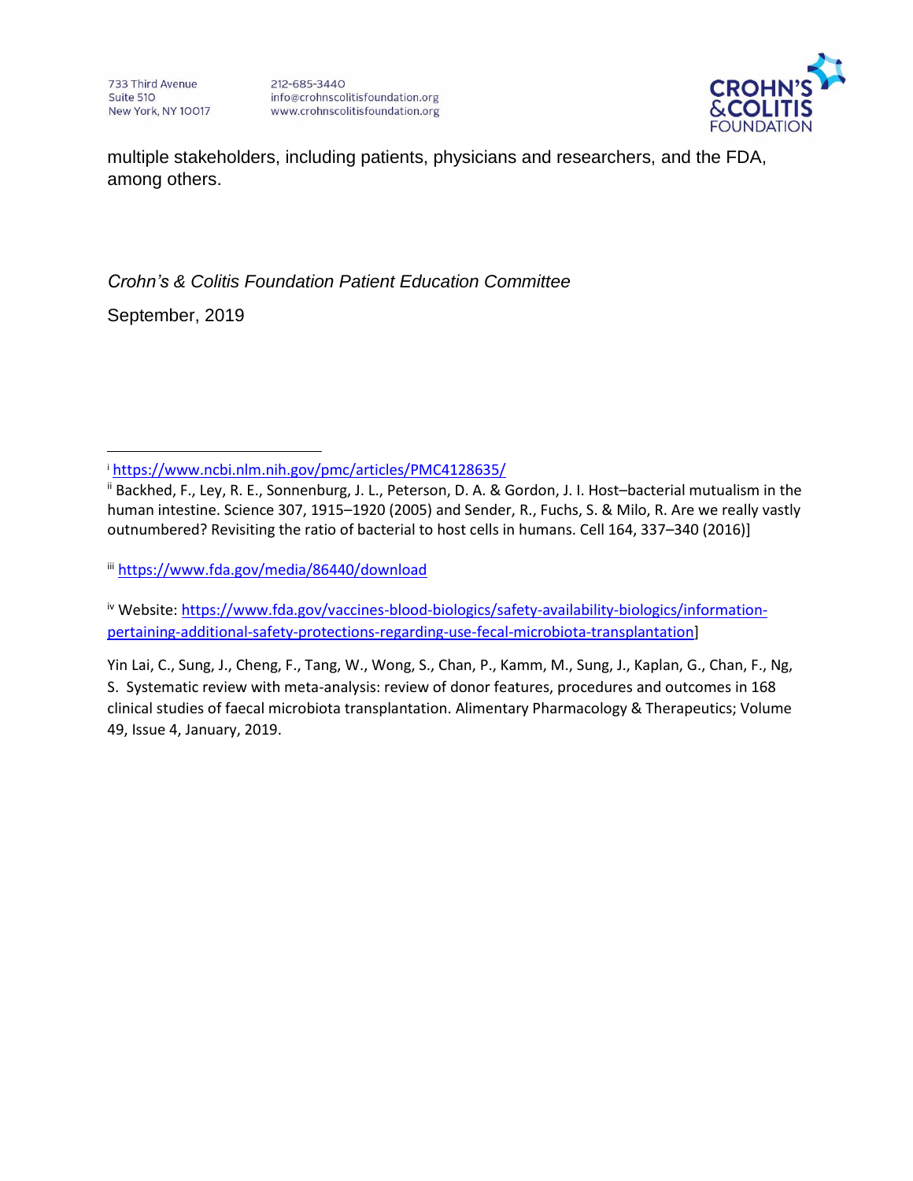multiple stakeholders, including patients, physicians and researchers, and the FDA, among others.

*Crohn's & Colitis Foundation Patient Education Committee*

September, 2019

---

[i] https://www.ncbi.nlm.nih.gov/pmc/articles/PMC4128635/

[ii] Backhed, F., Ley, R. E., Sonnenburg, J. L., Peterson, D. A. & Gordon, J. I. Host–bacterial mutualism in the human intestine. Science 307, 1915–1920 (2005) and Sender, R., Fuchs, S. & Milo, R. Are we really vastly outnumbered? Revisiting the ratio of bacterial to host cells in humans. Cell 164, 337–340 (2016)]

[iii] https://www.fda.gov/media/86440/download

[iv] Website: https://www.fda.gov/vaccines-blood-biologics/safety-availability-biologics/information-pertaining-additional-safety-protections-regarding-use-fecal-microbiota-transplantation]

Yin Lai, C., Sung, J., Cheng, F., Tang, W., Wong, S., Chan, P., Kamm, M., Sung, J., Kaplan, G., Chan, F., Ng, S. Systematic review with meta-analysis: review of donor features, procedures and outcomes in 168 clinical studies of faecal microbiota transplantation. Alimentary Pharmacology & Therapeutics; Volume 49, Issue 4, January, 2019.